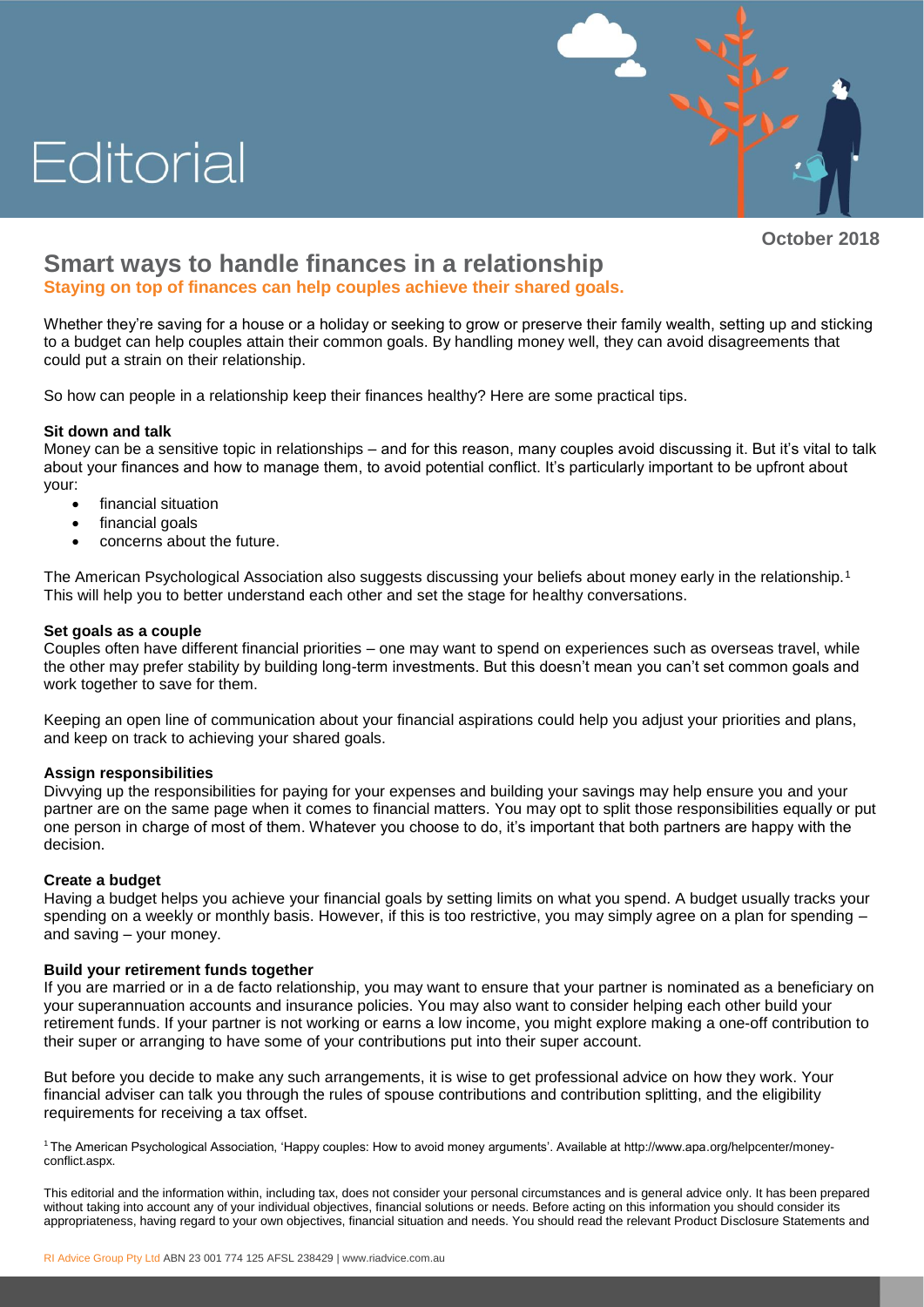# Editorial

October 2018

## Smart ways to handle finances in a relationship

**Staying on top of finances can help couples achieve their shared goals.**

Whether they're saving for a house or a holiday or seeking to grow or preserve their family wealth, setting up and sticking to a budget can help couples attain their common goals. By handling money well, they can avoid disagreements that could put a strain on their relationship.

So how can people in a relationship keep their finances healthy? Here are some practical tips.

### Sit down and talk

Money can be a sensitive topic in relationships – and for this reason, many couples avoid discussing it. But it's vital to talk about your finances and how to manage them, to avoid potential conflict. It's particularly important to be upfront about your:

- financial situation
- financial goals
- concerns about the future.

The American Psychological Association also suggests discussing your beliefs about money early in the relationship.[1] This will help you to better understand each other and set the stage for healthy conversations.

### Set goals as a couple

Couples often have different financial priorities – one may want to spend on experiences such as overseas travel, while the other may prefer stability by building long-term investments. But this doesn't mean you can't set common goals and work together to save for them.

Keeping an open line of communication about your financial aspirations could help you adjust your priorities and plans, and keep on track to achieving your shared goals.

### Assign responsibilities

Divvying up the responsibilities for paying for your expenses and building your savings may help ensure you and your partner are on the same page when it comes to financial matters. You may opt to split those responsibilities equally or put one person in charge of most of them. Whatever you choose to do, it's important that both partners are happy with the decision.

### Create a budget

Having a budget helps you achieve your financial goals by setting limits on what you spend. A budget usually tracks your spending on a weekly or monthly basis. However, if this is too restrictive, you may simply agree on a plan for spending – and saving – your money.

### Build your retirement funds together

If you are married or in a de facto relationship, you may want to ensure that your partner is nominated as a beneficiary on your superannuation accounts and insurance policies. You may also want to consider helping each other build your retirement funds. If your partner is not working or earns a low income, you might explore making a one-off contribution to their super or arranging to have some of your contributions put into their super account.

But before you decide to make any such arrangements, it is wise to get professional advice on how they work. Your financial adviser can talk you through the rules of spouse contributions and contribution splitting, and the eligibility requirements for receiving a tax offset.

[1] The American Psychological Association, 'Happy couples: How to avoid money arguments'. Available at http://www.apa.org/helpcenter/money-conflict.aspx.

This editorial and the information within, including tax, does not consider your personal circumstances and is general advice only. It has been prepared without taking into account any of your individual objectives, financial solutions or needs. Before acting on this information you should consider its appropriateness, having regard to your own objectives, financial situation and needs. You should read the relevant Product Disclosure Statements and

RI Advice Group Pty Ltd ABN 23 001 774 125 AFSL 238429 | www.riadvice.com.au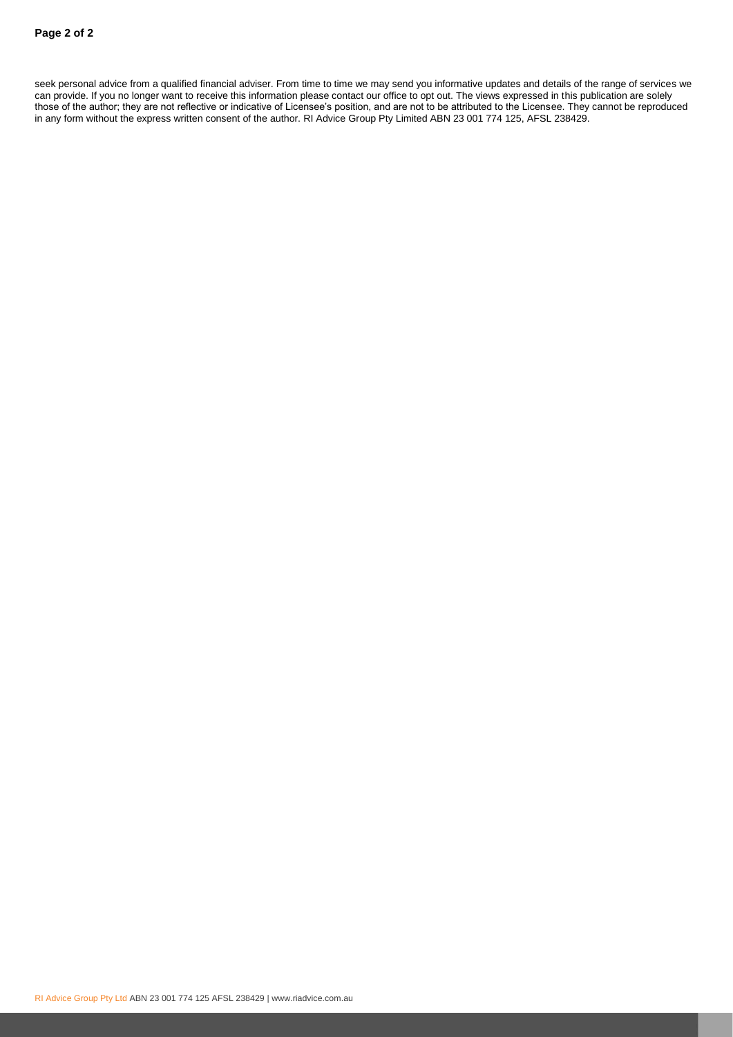seek personal advice from a qualified financial adviser. From time to time we may send you informative updates and details of the range of services we can provide. If you no longer want to receive this information please contact our office to opt out. The views expressed in this publication are solely those of the author; they are not reflective or indicative of Licensee's position, and are not to be attributed to the Licensee. They cannot be reproduced in any form without the express written consent of the author. RI Advice Group Pty Limited ABN 23 001 774 125, AFSL 238429.